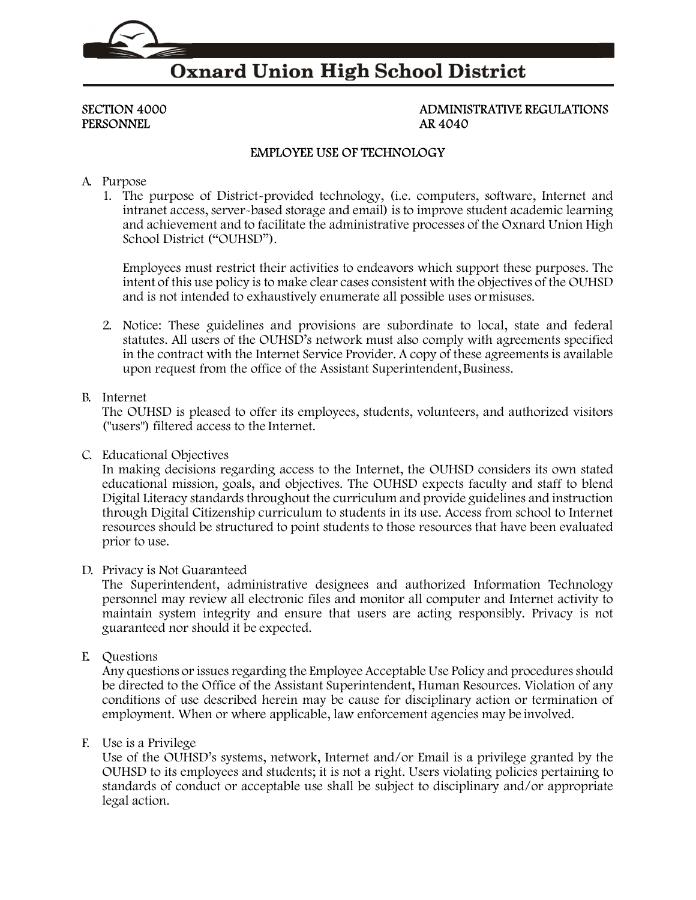# Oxnard Union High School District

SECTION 4000
PERSONNEL

ADMINISTRATIVE REGULATIONS
AR 4040

## EMPLOYEE USE OF TECHNOLOGY

A. Purpose

1. The purpose of District-provided technology, (i.e. computers, software, Internet and intranet access, server-based storage and email) is to improve student academic learning and achievement and to facilitate the administrative processes of the Oxnard Union High School District ("OUHSD").

   Employees must restrict their activities to endeavors which support these purposes. The intent of this use policy is to make clear cases consistent with the objectives of the OUHSD and is not intended to exhaustively enumerate all possible uses or misuses.

2. Notice: These guidelines and provisions are subordinate to local, state and federal statutes. All users of the OUHSD's network must also comply with agreements specified in the contract with the Internet Service Provider. A copy of these agreements is available upon request from the office of the Assistant Superintendent, Business.

B. Internet

The OUHSD is pleased to offer its employees, students, volunteers, and authorized visitors ("users") filtered access to the Internet.

C. Educational Objectives

In making decisions regarding access to the Internet, the OUHSD considers its own stated educational mission, goals, and objectives. The OUHSD expects faculty and staff to blend Digital Literacy standards throughout the curriculum and provide guidelines and instruction through Digital Citizenship curriculum to students in its use. Access from school to Internet resources should be structured to point students to those resources that have been evaluated prior to use.

D. Privacy is Not Guaranteed

The Superintendent, administrative designees and authorized Information Technology personnel may review all electronic files and monitor all computer and Internet activity to maintain system integrity and ensure that users are acting responsibly. Privacy is not guaranteed nor should it be expected.

E. Questions

Any questions or issues regarding the Employee Acceptable Use Policy and procedures should be directed to the Office of the Assistant Superintendent, Human Resources. Violation of any conditions of use described herein may be cause for disciplinary action or termination of employment. When or where applicable, law enforcement agencies may be involved.

F. Use is a Privilege

Use of the OUHSD's systems, network, Internet and/or Email is a privilege granted by the OUHSD to its employees and students; it is not a right. Users violating policies pertaining to standards of conduct or acceptable use shall be subject to disciplinary and/or appropriate legal action.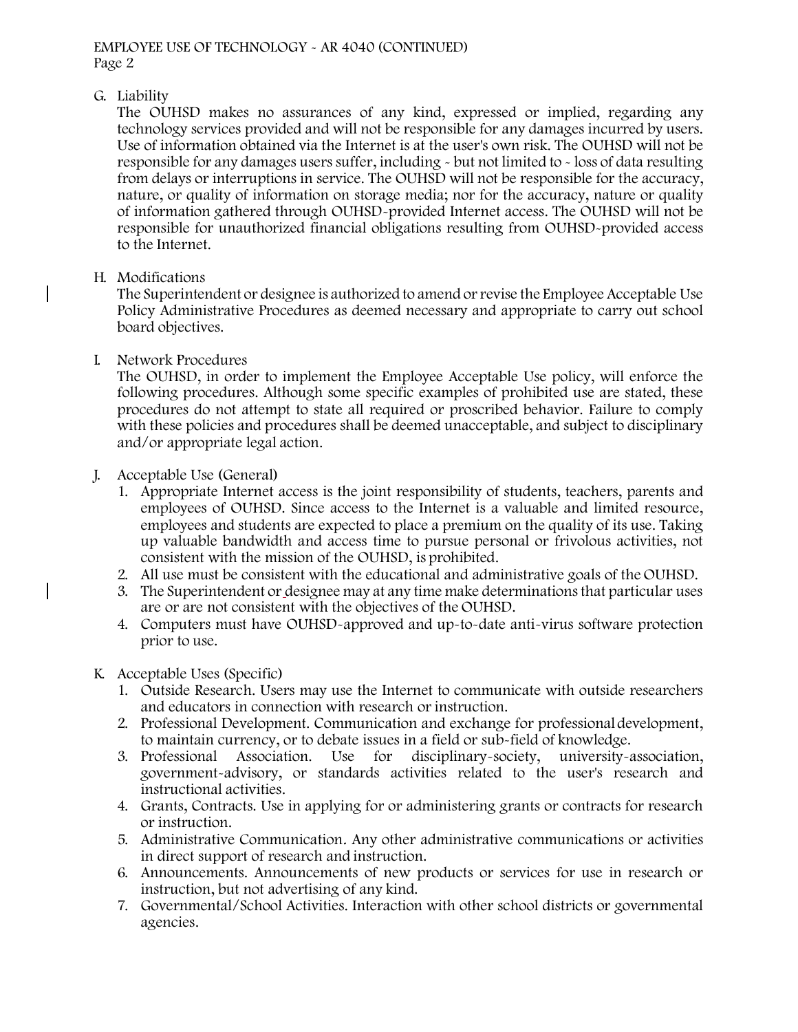G. Liability

The OUHSD makes no assurances of any kind, expressed or implied, regarding any technology services provided and will not be responsible for any damages incurred by users. Use of information obtained via the Internet is at the user's own risk. The OUHSD will not be responsible for any damages users suffer, including - but not limited to - loss of data resulting from delays or interruptions in service. The OUHSD will not be responsible for the accuracy, nature, or quality of information on storage media; nor for the accuracy, nature or quality of information gathered through OUHSD-provided Internet access. The OUHSD will not be responsible for unauthorized financial obligations resulting from OUHSD-provided access to the Internet.

H. Modifications

The Superintendent or designee is authorized to amend or revise the Employee Acceptable Use Policy Administrative Procedures as deemed necessary and appropriate to carry out school board objectives.

I. Network Procedures

The OUHSD, in order to implement the Employee Acceptable Use policy, will enforce the following procedures. Although some specific examples of prohibited use are stated, these procedures do not attempt to state all required or proscribed behavior. Failure to comply with these policies and procedures shall be deemed unacceptable, and subject to disciplinary and/or appropriate legal action.

J. Acceptable Use (General)

1. Appropriate Internet access is the joint responsibility of students, teachers, parents and employees of OUHSD. Since access to the Internet is a valuable and limited resource, employees and students are expected to place a premium on the quality of its use. Taking up valuable bandwidth and access time to pursue personal or frivolous activities, not consistent with the mission of the OUHSD, is prohibited.
2. All use must be consistent with the educational and administrative goals of the OUHSD.
3. The Superintendent or designee may at any time make determinations that particular uses are or are not consistent with the objectives of the OUHSD.
4. Computers must have OUHSD-approved and up-to-date anti-virus software protection prior to use.

K. Acceptable Uses (Specific)

1. Outside Research. Users may use the Internet to communicate with outside researchers and educators in connection with research or instruction.
2. Professional Development. Communication and exchange for professional development, to maintain currency, or to debate issues in a field or sub-field of knowledge.
3. Professional Association. Use for disciplinary-society, university-association, government-advisory, or standards activities related to the user's research and instructional activities.
4. Grants, Contracts. Use in applying for or administering grants or contracts for research or instruction.
5. Administrative Communication. Any other administrative communications or activities in direct support of research and instruction.
6. Announcements. Announcements of new products or services for use in research or instruction, but not advertising of any kind.
7. Governmental/School Activities. Interaction with other school districts or governmental agencies.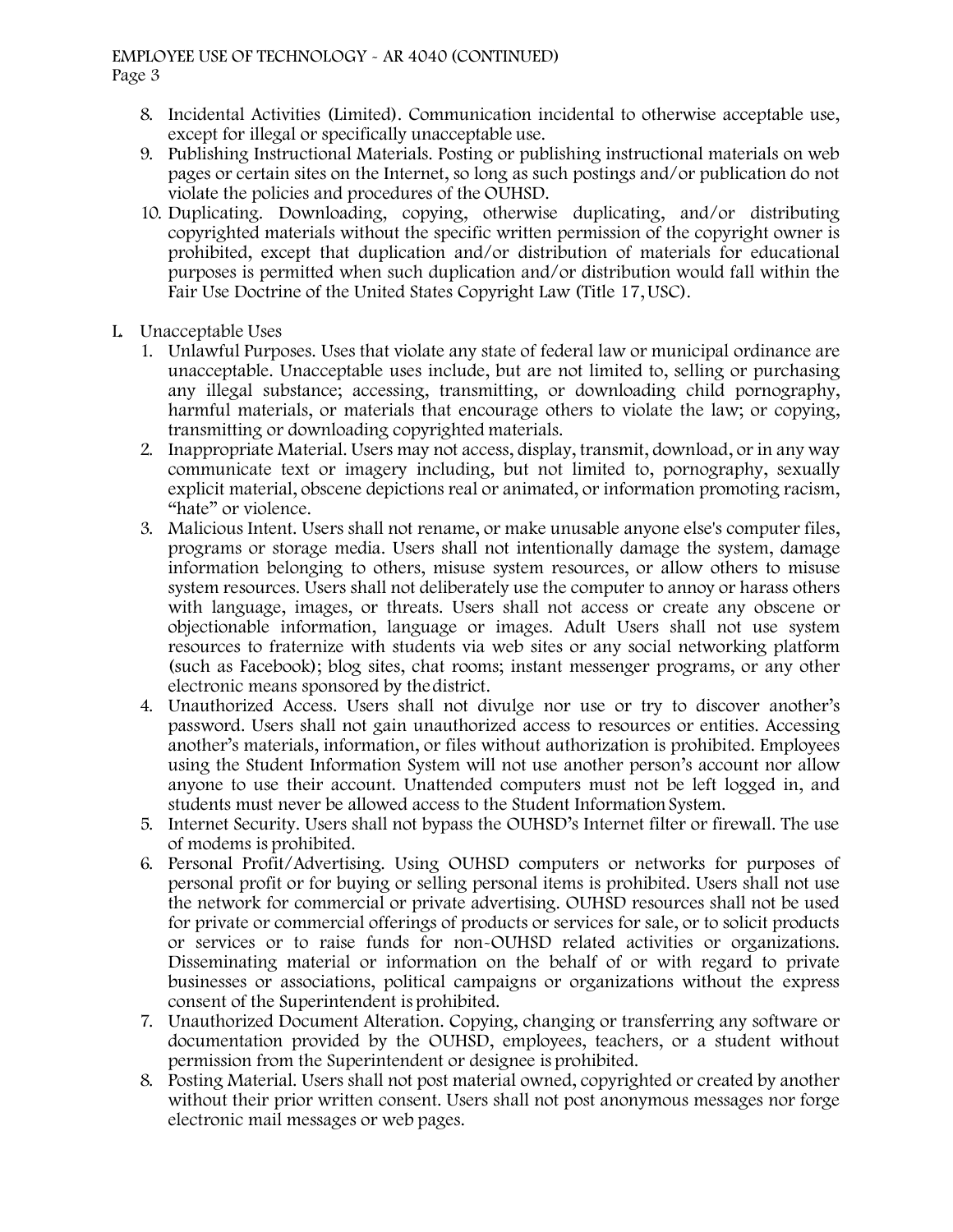8. Incidental Activities (Limited). Communication incidental to otherwise acceptable use, except for illegal or specifically unacceptable use.
9. Publishing Instructional Materials. Posting or publishing instructional materials on web pages or certain sites on the Internet, so long as such postings and/or publication do not violate the policies and procedures of the OUHSD.
10. Duplicating. Downloading, copying, otherwise duplicating, and/or distributing copyrighted materials without the specific written permission of the copyright owner is prohibited, except that duplication and/or distribution of materials for educational purposes is permitted when such duplication and/or distribution would fall within the Fair Use Doctrine of the United States Copyright Law (Title 17, USC).

L. Unacceptable Uses
   1. Unlawful Purposes. Uses that violate any state of federal law or municipal ordinance are unacceptable. Unacceptable uses include, but are not limited to, selling or purchasing any illegal substance; accessing, transmitting, or downloading child pornography, harmful materials, or materials that encourage others to violate the law; or copying, transmitting or downloading copyrighted materials.
   2. Inappropriate Material. Users may not access, display, transmit, download, or in any way communicate text or imagery including, but not limited to, pornography, sexually explicit material, obscene depictions real or animated, or information promoting racism, "hate" or violence.
   3. Malicious Intent. Users shall not rename, or make unusable anyone else's computer files, programs or storage media. Users shall not intentionally damage the system, damage information belonging to others, misuse system resources, or allow others to misuse system resources. Users shall not deliberately use the computer to annoy or harass others with language, images, or threats. Users shall not access or create any obscene or objectionable information, language or images. Adult Users shall not use system resources to fraternize with students via web sites or any social networking platform (such as Facebook); blog sites, chat rooms; instant messenger programs, or any other electronic means sponsored by the district.
   4. Unauthorized Access. Users shall not divulge nor use or try to discover another's password. Users shall not gain unauthorized access to resources or entities. Accessing another's materials, information, or files without authorization is prohibited. Employees using the Student Information System will not use another person's account nor allow anyone to use their account. Unattended computers must not be left logged in, and students must never be allowed access to the Student Information System.
   5. Internet Security. Users shall not bypass the OUHSD's Internet filter or firewall. The use of modems is prohibited.
   6. Personal Profit/Advertising. Using OUHSD computers or networks for purposes of personal profit or for buying or selling personal items is prohibited. Users shall not use the network for commercial or private advertising. OUHSD resources shall not be used for private or commercial offerings of products or services for sale, or to solicit products or services or to raise funds for non-OUHSD related activities or organizations. Disseminating material or information on the behalf of or with regard to private businesses or associations, political campaigns or organizations without the express consent of the Superintendent is prohibited.
   7. Unauthorized Document Alteration. Copying, changing or transferring any software or documentation provided by the OUHSD, employees, teachers, or a student without permission from the Superintendent or designee is prohibited.
   8. Posting Material. Users shall not post material owned, copyrighted or created by another without their prior written consent. Users shall not post anonymous messages nor forge electronic mail messages or web pages.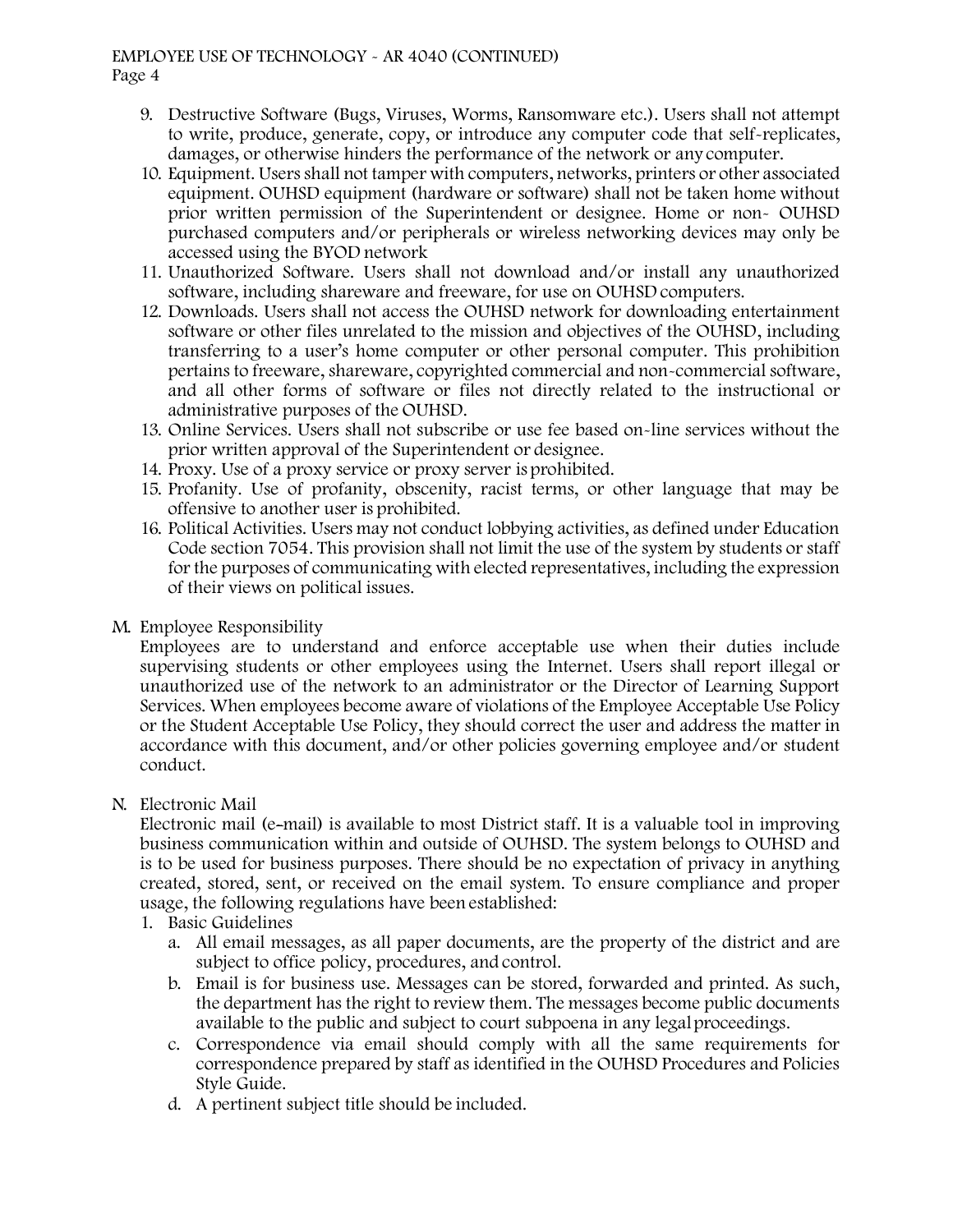9. Destructive Software (Bugs, Viruses, Worms, Ransomware etc.). Users shall not attempt to write, produce, generate, copy, or introduce any computer code that self-replicates, damages, or otherwise hinders the performance of the network or any computer.
10. Equipment. Users shall not tamper with computers, networks, printers or other associated equipment. OUHSD equipment (hardware or software) shall not be taken home without prior written permission of the Superintendent or designee. Home or non- OUHSD purchased computers and/or peripherals or wireless networking devices may only be accessed using the BYOD network
11. Unauthorized Software. Users shall not download and/or install any unauthorized software, including shareware and freeware, for use on OUHSD computers.
12. Downloads. Users shall not access the OUHSD network for downloading entertainment software or other files unrelated to the mission and objectives of the OUHSD, including transferring to a user's home computer or other personal computer. This prohibition pertains to freeware, shareware, copyrighted commercial and non-commercial software, and all other forms of software or files not directly related to the instructional or administrative purposes of the OUHSD.
13. Online Services. Users shall not subscribe or use fee based on-line services without the prior written approval of the Superintendent or designee.
14. Proxy. Use of a proxy service or proxy server is prohibited.
15. Profanity. Use of profanity, obscenity, racist terms, or other language that may be offensive to another user is prohibited.
16. Political Activities. Users may not conduct lobbying activities, as defined under Education Code section 7054. This provision shall not limit the use of the system by students or staff for the purposes of communicating with elected representatives, including the expression of their views on political issues.

M. Employee Responsibility

Employees are to understand and enforce acceptable use when their duties include supervising students or other employees using the Internet. Users shall report illegal or unauthorized use of the network to an administrator or the Director of Learning Support Services. When employees become aware of violations of the Employee Acceptable Use Policy or the Student Acceptable Use Policy, they should correct the user and address the matter in accordance with this document, and/or other policies governing employee and/or student conduct.

N. Electronic Mail

Electronic mail (e-mail) is available to most District staff. It is a valuable tool in improving business communication within and outside of OUHSD. The system belongs to OUHSD and is to be used for business purposes. There should be no expectation of privacy in anything created, stored, sent, or received on the email system. To ensure compliance and proper usage, the following regulations have been established:

1. Basic Guidelines
   a. All email messages, as all paper documents, are the property of the district and are subject to office policy, procedures, and control.
   b. Email is for business use. Messages can be stored, forwarded and printed. As such, the department has the right to review them. The messages become public documents available to the public and subject to court subpoena in any legal proceedings.
   c. Correspondence via email should comply with all the same requirements for correspondence prepared by staff as identified in the OUHSD Procedures and Policies Style Guide.
   d. A pertinent subject title should be included.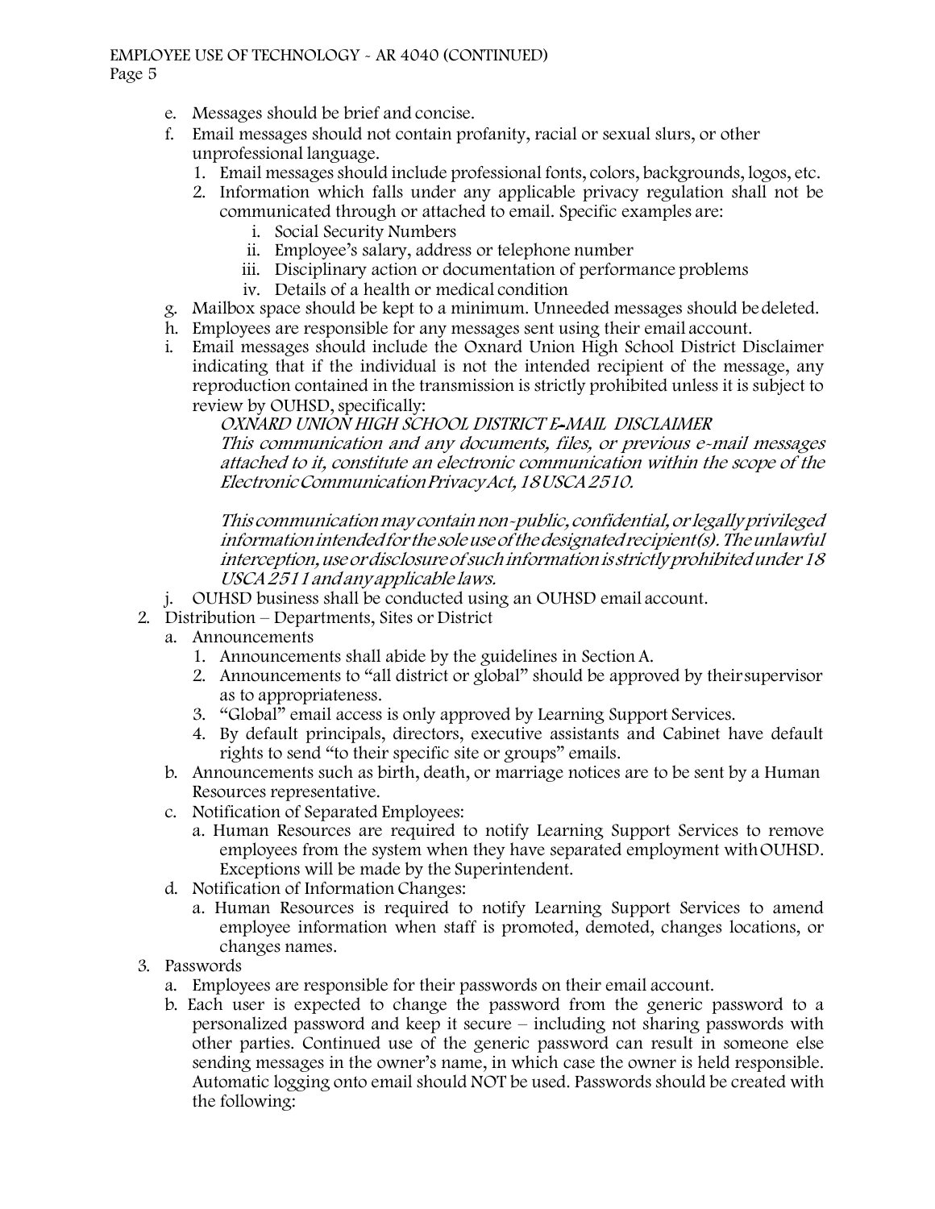e. Messages should be brief and concise.

f. Email messages should not contain profanity, racial or sexual slurs, or other unprofessional language.

   1. Email messages should include professional fonts, colors, backgrounds, logos, etc.
   2. Information which falls under any applicable privacy regulation shall not be communicated through or attached to email. Specific examples are:
      - i. Social Security Numbers
      - ii. Employee's salary, address or telephone number
      - iii. Disciplinary action or documentation of performance problems
      - iv. Details of a health or medical condition

g. Mailbox space should be kept to a minimum. Unneeded messages should be deleted.

h. Employees are responsible for any messages sent using their email account.

i. Email messages should include the Oxnard Union High School District Disclaimer indicating that if the individual is not the intended recipient of the message, any reproduction contained in the transmission is strictly prohibited unless it is subject to review by OUHSD, specifically:

   *OXNARD UNION HIGH SCHOOL DISTRICT E-MAIL DISCLAIMER*

   *This communication and any documents, files, or previous e-mail messages attached to it, constitute an electronic communication within the scope of the Electronic Communication Privacy Act, 18 USCA 2510.*

   *This communication may contain non-public, confidential, or legally privileged information intended for the sole use of the designated recipient(s). The unlawful interception, use or disclosure of such information is strictly prohibited under 18 USCA 2511 and any applicable laws.*

j. OUHSD business shall be conducted using an OUHSD email account.

2. Distribution – Departments, Sites or District

   a. Announcements
      1. Announcements shall abide by the guidelines in Section A.
      2. Announcements to "all district or global" should be approved by their supervisor as to appropriateness.
      3. "Global" email access is only approved by Learning Support Services.
      4. By default principals, directors, executive assistants and Cabinet have default rights to send "to their specific site or groups" emails.

   b. Announcements such as birth, death, or marriage notices are to be sent by a Human Resources representative.

   c. Notification of Separated Employees:
      - a. Human Resources are required to notify Learning Support Services to remove employees from the system when they have separated employment with OUHSD. Exceptions will be made by the Superintendent.

   d. Notification of Information Changes:
      - a. Human Resources is required to notify Learning Support Services to amend employee information when staff is promoted, demoted, changes locations, or changes names.

3. Passwords

   a. Employees are responsible for their passwords on their email account.

   b. Each user is expected to change the password from the generic password to a personalized password and keep it secure – including not sharing passwords with other parties. Continued use of the generic password can result in someone else sending messages in the owner's name, in which case the owner is held responsible. Automatic logging onto email should NOT be used. Passwords should be created with the following: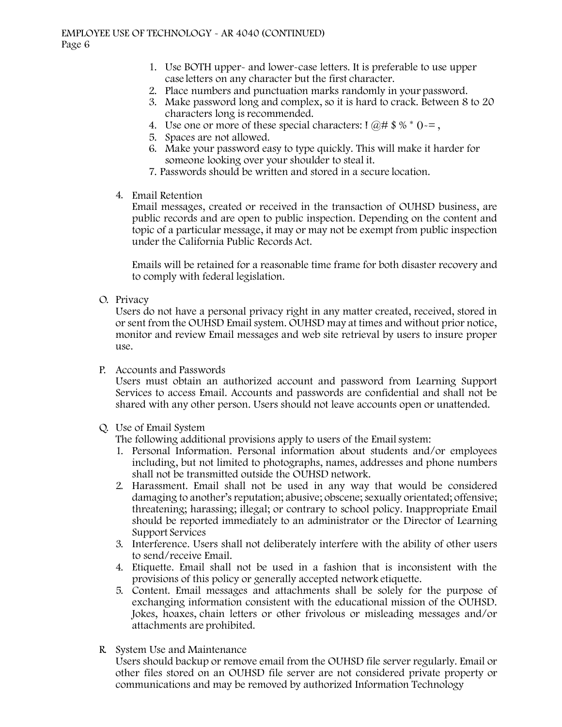1. Use BOTH upper- and lower-case letters. It is preferable to use upper case letters on any character but the first character.
2. Place numbers and punctuation marks randomly in your password.
3. Make password long and complex, so it is hard to crack. Between 8 to 20 characters long is recommended.
4. Use one or more of these special characters: ! @# $ % * ()-= ,
5. Spaces are not allowed.
6. Make your password easy to type quickly. This will make it harder for someone looking over your shoulder to steal it.
7. Passwords should be written and stored in a secure location.

4. Email Retention

   Email messages, created or received in the transaction of OUHSD business, are public records and are open to public inspection. Depending on the content and topic of a particular message, it may or may not be exempt from public inspection under the California Public Records Act.

   Emails will be retained for a reasonable time frame for both disaster recovery and to comply with federal legislation.

O. Privacy

Users do not have a personal privacy right in any matter created, received, stored in or sent from the OUHSD Email system. OUHSD may at times and without prior notice, monitor and review Email messages and web site retrieval by users to insure proper use.

P. Accounts and Passwords

Users must obtain an authorized account and password from Learning Support Services to access Email. Accounts and passwords are confidential and shall not be shared with any other person. Users should not leave accounts open or unattended.

Q. Use of Email System

The following additional provisions apply to users of the Email system:

1. Personal Information. Personal information about students and/or employees including, but not limited to photographs, names, addresses and phone numbers shall not be transmitted outside the OUHSD network.
2. Harassment. Email shall not be used in any way that would be considered damaging to another's reputation; abusive; obscene; sexually orientated; offensive; threatening; harassing; illegal; or contrary to school policy. Inappropriate Email should be reported immediately to an administrator or the Director of Learning Support Services
3. Interference. Users shall not deliberately interfere with the ability of other users to send/receive Email.
4. Etiquette. Email shall not be used in a fashion that is inconsistent with the provisions of this policy or generally accepted network etiquette.
5. Content. Email messages and attachments shall be solely for the purpose of exchanging information consistent with the educational mission of the OUHSD. Jokes, hoaxes, chain letters or other frivolous or misleading messages and/or attachments are prohibited.

R. System Use and Maintenance

Users should backup or remove email from the OUHSD file server regularly. Email or other files stored on an OUHSD file server are not considered private property or communications and may be removed by authorized Information Technology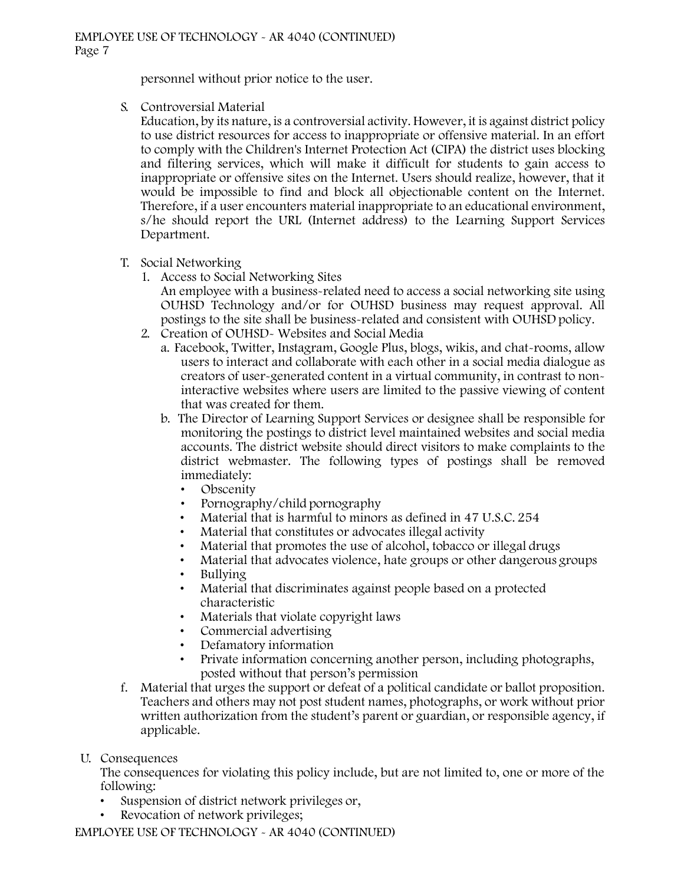personnel without prior notice to the user.

S. Controversial Material

Education, by its nature, is a controversial activity. However, it is against district policy to use district resources for access to inappropriate or offensive material. In an effort to comply with the Children's Internet Protection Act (CIPA) the district uses blocking and filtering services, which will make it difficult for students to gain access to inappropriate or offensive sites on the Internet. Users should realize, however, that it would be impossible to find and block all objectionable content on the Internet. Therefore, if a user encounters material inappropriate to an educational environment, s/he should report the URL (Internet address) to the Learning Support Services Department.

T. Social Networking

1. Access to Social Networking Sites

   An employee with a business-related need to access a social networking site using OUHSD Technology and/or for OUHSD business may request approval. All postings to the site shall be business-related and consistent with OUHSD policy.

2. Creation of OUHSD- Websites and Social Media

   a. Facebook, Twitter, Instagram, Google Plus, blogs, wikis, and chat-rooms, allow users to interact and collaborate with each other in a social media dialogue as creators of user-generated content in a virtual community, in contrast to non-interactive websites where users are limited to the passive viewing of content that was created for them.

   b. The Director of Learning Support Services or designee shall be responsible for monitoring the postings to district level maintained websites and social media accounts. The district website should direct visitors to make complaints to the district webmaster. The following types of postings shall be removed immediately:

      - Obscenity
      - Pornography/child pornography
      - Material that is harmful to minors as defined in 47 U.S.C. 254
      - Material that constitutes or advocates illegal activity
      - Material that promotes the use of alcohol, tobacco or illegal drugs
      - Material that advocates violence, hate groups or other dangerous groups
      - Bullying
      - Material that discriminates against people based on a protected characteristic
      - Materials that violate copyright laws
      - Commercial advertising
      - Defamatory information
      - Private information concerning another person, including photographs, posted without that person's permission

   f. Material that urges the support or defeat of a political candidate or ballot proposition. Teachers and others may not post student names, photographs, or work without prior written authorization from the student's parent or guardian, or responsible agency, if applicable.

U. Consequences

The consequences for violating this policy include, but are not limited to, one or more of the following:

- Suspension of district network privileges or,
- Revocation of network privileges;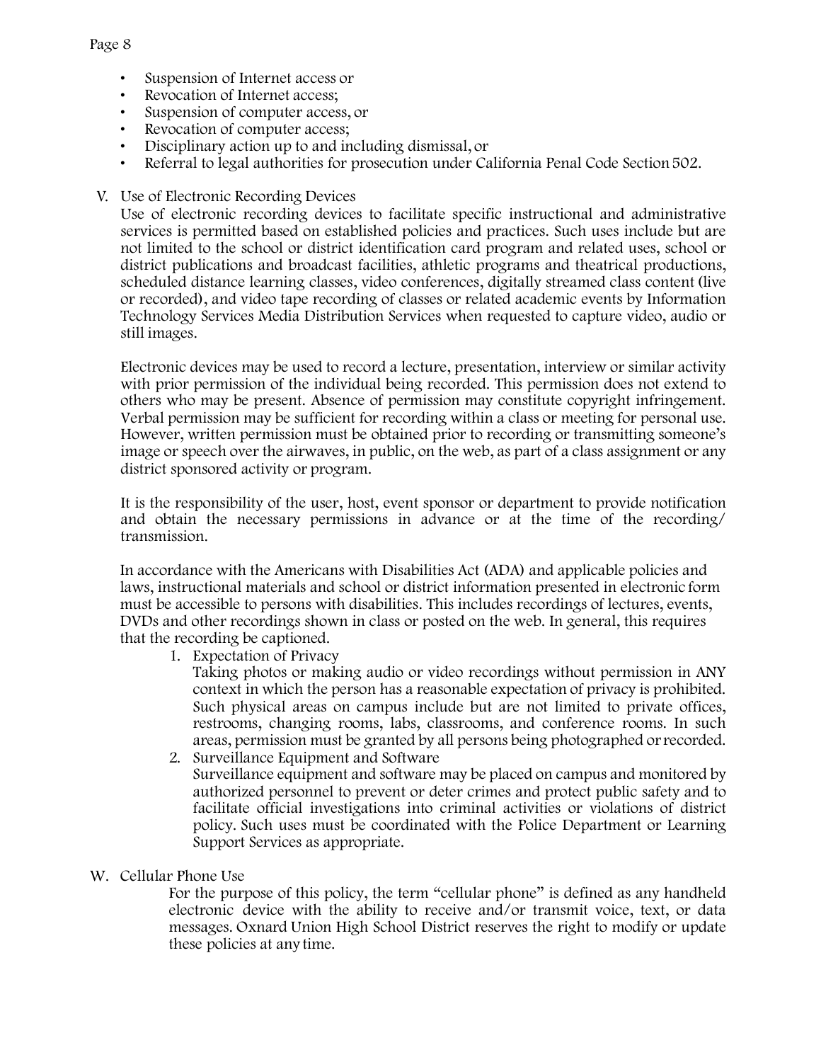- Suspension of Internet access or
- Revocation of Internet access;
- Suspension of computer access, or
- Revocation of computer access;
- Disciplinary action up to and including dismissal, or
- Referral to legal authorities for prosecution under California Penal Code Section 502.

V. Use of Electronic Recording Devices

Use of electronic recording devices to facilitate specific instructional and administrative services is permitted based on established policies and practices. Such uses include but are not limited to the school or district identification card program and related uses, school or district publications and broadcast facilities, athletic programs and theatrical productions, scheduled distance learning classes, video conferences, digitally streamed class content (live or recorded), and video tape recording of classes or related academic events by Information Technology Services Media Distribution Services when requested to capture video, audio or still images.

Electronic devices may be used to record a lecture, presentation, interview or similar activity with prior permission of the individual being recorded. This permission does not extend to others who may be present. Absence of permission may constitute copyright infringement. Verbal permission may be sufficient for recording within a class or meeting for personal use. However, written permission must be obtained prior to recording or transmitting someone's image or speech over the airwaves, in public, on the web, as part of a class assignment or any district sponsored activity or program.

It is the responsibility of the user, host, event sponsor or department to provide notification and obtain the necessary permissions in advance or at the time of the recording/ transmission.

In accordance with the Americans with Disabilities Act (ADA) and applicable policies and laws, instructional materials and school or district information presented in electronic form must be accessible to persons with disabilities. This includes recordings of lectures, events, DVDs and other recordings shown in class or posted on the web. In general, this requires that the recording be captioned.

1. Expectation of Privacy

   Taking photos or making audio or video recordings without permission in ANY context in which the person has a reasonable expectation of privacy is prohibited. Such physical areas on campus include but are not limited to private offices, restrooms, changing rooms, labs, classrooms, and conference rooms. In such areas, permission must be granted by all persons being photographed or recorded.

2. Surveillance Equipment and Software

   Surveillance equipment and software may be placed on campus and monitored by authorized personnel to prevent or deter crimes and protect public safety and to facilitate official investigations into criminal activities or violations of district policy. Such uses must be coordinated with the Police Department or Learning Support Services as appropriate.

W. Cellular Phone Use

For the purpose of this policy, the term "cellular phone" is defined as any handheld electronic device with the ability to receive and/or transmit voice, text, or data messages. Oxnard Union High School District reserves the right to modify or update these policies at any time.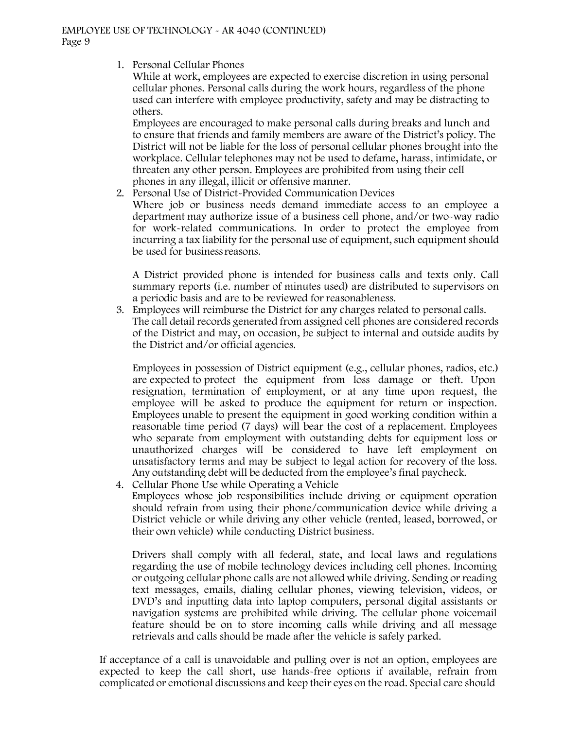1. Personal Cellular Phones
   While at work, employees are expected to exercise discretion in using personal cellular phones. Personal calls during the work hours, regardless of the phone used can interfere with employee productivity, safety and may be distracting to others.
   Employees are encouraged to make personal calls during breaks and lunch and to ensure that friends and family members are aware of the District's policy. The District will not be liable for the loss of personal cellular phones brought into the workplace. Cellular telephones may not be used to defame, harass, intimidate, or threaten any other person. Employees are prohibited from using their cell phones in any illegal, illicit or offensive manner.
2. Personal Use of District-Provided Communication Devices
   Where job or business needs demand immediate access to an employee a department may authorize issue of a business cell phone, and/or two-way radio for work-related communications. In order to protect the employee from incurring a tax liability for the personal use of equipment, such equipment should be used for business reasons.

   A District provided phone is intended for business calls and texts only. Call summary reports (i.e. number of minutes used) are distributed to supervisors on a periodic basis and are to be reviewed for reasonableness.
3. Employees will reimburse the District for any charges related to personal calls. The call detail records generated from assigned cell phones are considered records of the District and may, on occasion, be subject to internal and outside audits by the District and/or official agencies.

   Employees in possession of District equipment (e.g., cellular phones, radios, etc.) are expected to protect the equipment from loss damage or theft. Upon resignation, termination of employment, or at any time upon request, the employee will be asked to produce the equipment for return or inspection. Employees unable to present the equipment in good working condition within a reasonable time period (7 days) will bear the cost of a replacement. Employees who separate from employment with outstanding debts for equipment loss or unauthorized charges will be considered to have left employment on unsatisfactory terms and may be subject to legal action for recovery of the loss. Any outstanding debt will be deducted from the employee's final paycheck.
4. Cellular Phone Use while Operating a Vehicle
   Employees whose job responsibilities include driving or equipment operation should refrain from using their phone/communication device while driving a District vehicle or while driving any other vehicle (rented, leased, borrowed, or their own vehicle) while conducting District business.

   Drivers shall comply with all federal, state, and local laws and regulations regarding the use of mobile technology devices including cell phones. Incoming or outgoing cellular phone calls are not allowed while driving. Sending or reading text messages, emails, dialing cellular phones, viewing television, videos, or DVD's and inputting data into laptop computers, personal digital assistants or navigation systems are prohibited while driving. The cellular phone voicemail feature should be on to store incoming calls while driving and all message retrievals and calls should be made after the vehicle is safely parked.

If acceptance of a call is unavoidable and pulling over is not an option, employees are expected to keep the call short, use hands-free options if available, refrain from complicated or emotional discussions and keep their eyes on the road. Special care should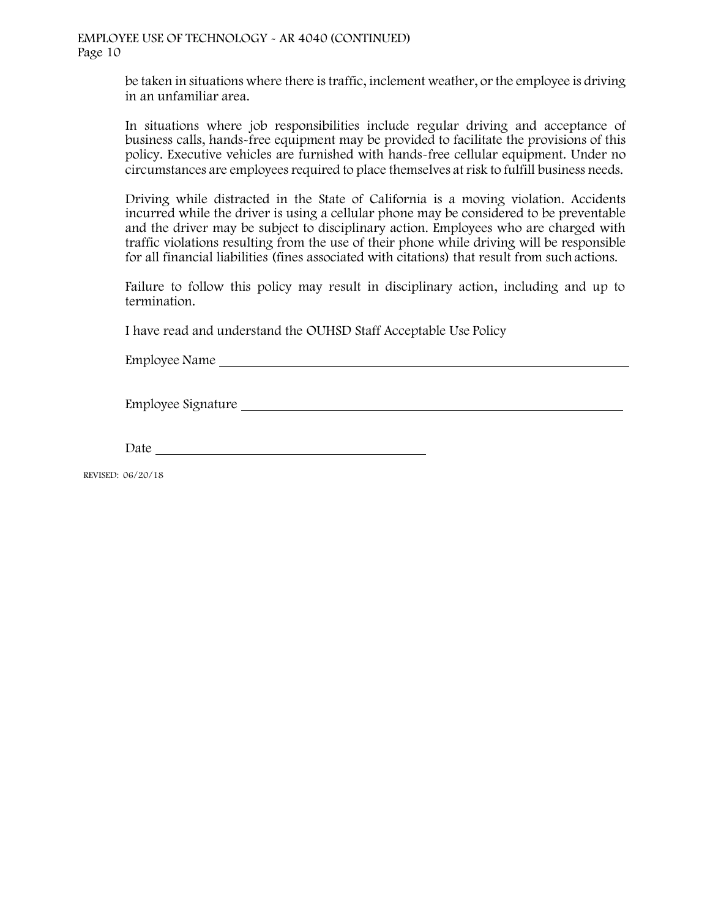be taken in situations where there is traffic, inclement weather, or the employee is driving in an unfamiliar area.

In situations where job responsibilities include regular driving and acceptance of business calls, hands-free equipment may be provided to facilitate the provisions of this policy. Executive vehicles are furnished with hands-free cellular equipment. Under no circumstances are employees required to place themselves at risk to fulfill business needs.

Driving while distracted in the State of California is a moving violation. Accidents incurred while the driver is using a cellular phone may be considered to be preventable and the driver may be subject to disciplinary action. Employees who are charged with traffic violations resulting from the use of their phone while driving will be responsible for all financial liabilities (fines associated with citations) that result from such actions.

Failure to follow this policy may result in disciplinary action, including and up to termination.

I have read and understand the OUHSD Staff Acceptable Use Policy

Employee Name ______________________________________________

Employee Signature ___________________________________________

Date ______________________________

REVISED: 06/20/18